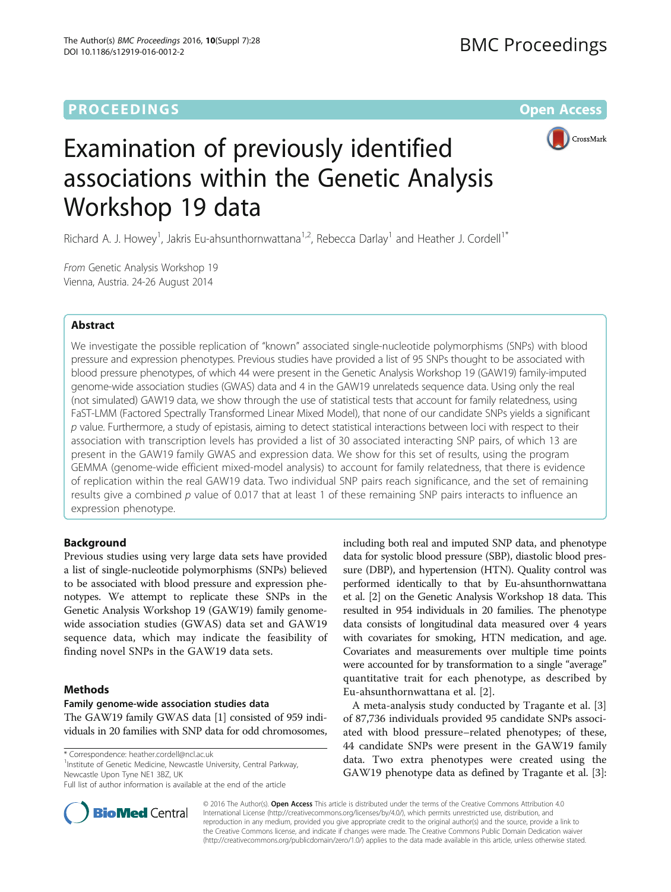PROCEEDINGS

Open Access

# Examination of previously identified associations within the Genetic Analysis Workshop 19 data

Richard A. J. Howey[1], Jakris Eu-ahsunthornwattana[1,2], Rebecca Darlay[1] and Heather J. Cordell[1*]

*From* Genetic Analysis Workshop 19
Vienna, Austria. 24-26 August 2014

## Abstract

We investigate the possible replication of "known" associated single-nucleotide polymorphisms (SNPs) with blood pressure and expression phenotypes. Previous studies have provided a list of 95 SNPs thought to be associated with blood pressure phenotypes, of which 44 were present in the Genetic Analysis Workshop 19 (GAW19) family-imputed genome-wide association studies (GWAS) data and 4 in the GAW19 unrelateds sequence data. Using only the real (not simulated) GAW19 data, we show through the use of statistical tests that account for family relatedness, using FaST-LMM (Factored Spectrally Transformed Linear Mixed Model), that none of our candidate SNPs yields a significant $p$ value. Furthermore, a study of epistasis, aiming to detect statistical interactions between loci with respect to their association with transcription levels has provided a list of 30 associated interacting SNP pairs, of which 13 are present in the GAW19 family GWAS and expression data. We show for this set of results, using the program GEMMA (genome-wide efficient mixed-model analysis) to account for family relatedness, that there is evidence of replication within the real GAW19 data. Two individual SNP pairs reach significance, and the set of remaining results give a combined $p$ value of 0.017 that at least 1 of these remaining SNP pairs interacts to influence an expression phenotype.

## Background

Previous studies using very large data sets have provided a list of single-nucleotide polymorphisms (SNPs) believed to be associated with blood pressure and expression phenotypes. We attempt to replicate these SNPs in the Genetic Analysis Workshop 19 (GAW19) family genome-wide association studies (GWAS) data set and GAW19 sequence data, which may indicate the feasibility of finding novel SNPs in the GAW19 data sets.

## Methods

### Family genome-wide association studies data

The GAW19 family GWAS data [1] consisted of 959 individuals in 20 families with SNP data for odd chromosomes, including both real and imputed SNP data, and phenotype data for systolic blood pressure (SBP), diastolic blood pressure (DBP), and hypertension (HTN). Quality control was performed identically to that by Eu-ahsunthornwattana et al. [2] on the Genetic Analysis Workshop 18 data. This resulted in 954 individuals in 20 families. The phenotype data consists of longitudinal data measured over 4 years with covariates for smoking, HTN medication, and age. Covariates and measurements over multiple time points were accounted for by transformation to a single "average" quantitative trait for each phenotype, as described by Eu-ahsunthornwattana et al. [2].

A meta-analysis study conducted by Tragante et al. [3] of 87,736 individuals provided 95 candidate SNPs associated with blood pressure–related phenotypes; of these, 44 candidate SNPs were present in the GAW19 family data. Two extra phenotypes were created using the GAW19 phenotype data as defined by Tragante et al. [3]:

\* Correspondence: heather.cordell@ncl.ac.uk
[1]Institute of Genetic Medicine, Newcastle University, Central Parkway, Newcastle Upon Tyne NE1 3BZ, UK
Full list of author information is available at the end of the article

© 2016 The Author(s). **Open Access** This article is distributed under the terms of the Creative Commons Attribution 4.0 International License (http://creativecommons.org/licenses/by/4.0/), which permits unrestricted use, distribution, and reproduction in any medium, provided you give appropriate credit to the original author(s) and the source, provide a link to the Creative Commons license, and indicate if changes were made. The Creative Commons Public Domain Dedication waiver (http://creativecommons.org/publicdomain/zero/1.0/) applies to the data made available in this article, unless otherwise stated.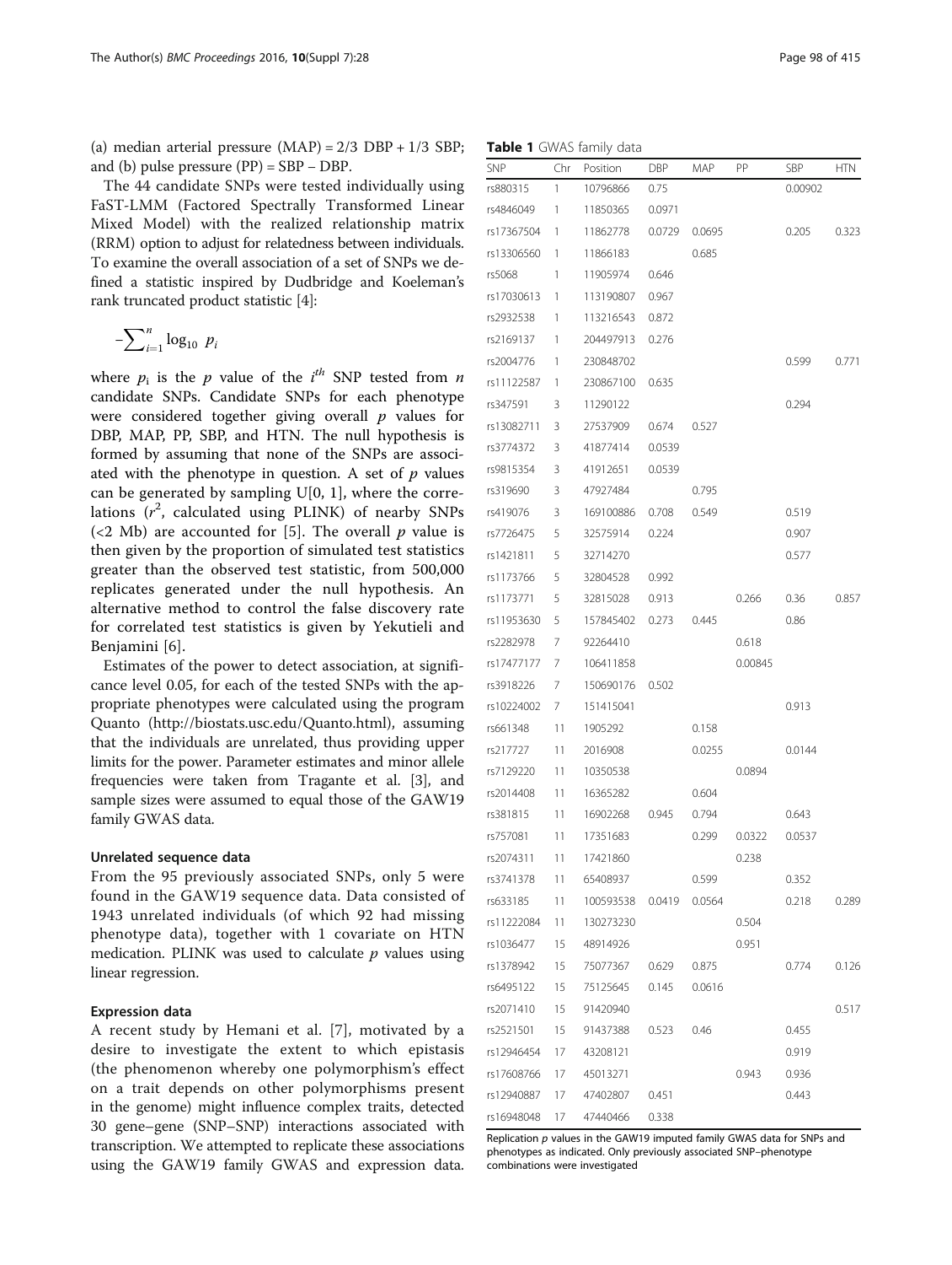(a) median arterial pressure (MAP) = 2/3 DBP + 1/3 SBP; and (b) pulse pressure (PP) = SBP − DBP.

The 44 candidate SNPs were tested individually using FaST-LMM (Factored Spectrally Transformed Linear Mixed Model) with the realized relationship matrix (RRM) option to adjust for relatedness between individuals. To examine the overall association of a set of SNPs we defined a statistic inspired by Dudbridge and Koeleman's rank truncated product statistic [4]:

$$-\sum_{i=1}^{n} \log_{10} p_i$$

where $p_i$ is the $p$ value of the $i^{th}$ SNP tested from $n$ candidate SNPs. Candidate SNPs for each phenotype were considered together giving overall $p$ values for DBP, MAP, PP, SBP, and HTN. The null hypothesis is formed by assuming that none of the SNPs are associated with the phenotype in question. A set of $p$ values can be generated by sampling U[0, 1], where the correlations ($r^2$, calculated using PLINK) of nearby SNPs (<2 Mb) are accounted for [5]. The overall $p$ value is then given by the proportion of simulated test statistics greater than the observed test statistic, from 500,000 replicates generated under the null hypothesis. An alternative method to control the false discovery rate for correlated test statistics is given by Yekutieli and Benjamini [6].

Estimates of the power to detect association, at significance level 0.05, for each of the tested SNPs with the appropriate phenotypes were calculated using the program Quanto (http://biostats.usc.edu/Quanto.html), assuming that the individuals are unrelated, thus providing upper limits for the power. Parameter estimates and minor allele frequencies were taken from Tragante et al. [3], and sample sizes were assumed to equal those of the GAW19 family GWAS data.

### Unrelated sequence data

From the 95 previously associated SNPs, only 5 were found in the GAW19 sequence data. Data consisted of 1943 unrelated individuals (of which 92 had missing phenotype data), together with 1 covariate on HTN medication. PLINK was used to calculate $p$ values using linear regression.

### Expression data

A recent study by Hemani et al. [7], motivated by a desire to investigate the extent to which epistasis (the phenomenon whereby one polymorphism's effect on a trait depends on other polymorphisms present in the genome) might influence complex traits, detected 30 gene–gene (SNP–SNP) interactions associated with transcription. We attempted to replicate these associations using the GAW19 family GWAS and expression data.

**Table 1** GWAS family data

| SNP | Chr | Position | DBP | MAP | PP | SBP | HTN |
|---|---|---|---|---|---|---|---|
| rs880315 | 1 | 10796866 | 0.75 | | | 0.00902 | |
| rs4846049 | 1 | 11850365 | 0.0971 | | | | |
| rs17367504 | 1 | 11862778 | 0.0729 | 0.0695 | | 0.205 | 0.323 |
| rs13306560 | 1 | 11866183 | | 0.685 | | | |
| rs5068 | 1 | 11905974 | 0.646 | | | | |
| rs17030613 | 1 | 113190807 | 0.967 | | | | |
| rs2932538 | 1 | 113216543 | 0.872 | | | | |
| rs2169137 | 1 | 204497913 | 0.276 | | | | |
| rs2004776 | 1 | 230848702 | | | | 0.599 | 0.771 |
| rs11122587 | 1 | 230867100 | 0.635 | | | | |
| rs347591 | 3 | 11290122 | | | | 0.294 | |
| rs13082711 | 3 | 27537909 | 0.674 | 0.527 | | | |
| rs3774372 | 3 | 41877414 | 0.0539 | | | | |
| rs9815354 | 3 | 41912651 | 0.0539 | | | | |
| rs319690 | 3 | 47927484 | | 0.795 | | | |
| rs419076 | 3 | 169100886 | 0.708 | 0.549 | | 0.519 | |
| rs7726475 | 5 | 32575914 | 0.224 | | | 0.907 | |
| rs1421811 | 5 | 32714270 | | | | 0.577 | |
| rs1173766 | 5 | 32804528 | 0.992 | | | | |
| rs1173771 | 5 | 32815028 | 0.913 | | 0.266 | 0.36 | 0.857 |
| rs11953630 | 5 | 157845402 | 0.273 | 0.445 | | 0.86 | |
| rs2282978 | 7 | 92264410 | | | 0.618 | | |
| rs17477177 | 7 | 106411858 | | | 0.00845 | | |
| rs3918226 | 7 | 150690176 | 0.502 | | | | |
| rs10224002 | 7 | 151415041 | | | | 0.913 | |
| rs661348 | 11 | 1905292 | | 0.158 | | | |
| rs217727 | 11 | 2016908 | | 0.0255 | | 0.0144 | |
| rs7129220 | 11 | 10350538 | | | 0.0894 | | |
| rs2014408 | 11 | 16365282 | | 0.604 | | | |
| rs381815 | 11 | 16902268 | 0.945 | 0.794 | | 0.643 | |
| rs757081 | 11 | 17351683 | | 0.299 | 0.0322 | 0.0537 | |
| rs2074311 | 11 | 17421860 | | | 0.238 | | |
| rs3741378 | 11 | 65408937 | | 0.599 | | 0.352 | |
| rs633185 | 11 | 100593538 | 0.0419 | 0.0564 | | 0.218 | 0.289 |
| rs11222084 | 11 | 130273230 | | | 0.504 | | |
| rs1036477 | 15 | 48914926 | | | 0.951 | | |
| rs1378942 | 15 | 75077367 | 0.629 | 0.875 | | 0.774 | 0.126 |
| rs6495122 | 15 | 75125645 | 0.145 | 0.0616 | | | |
| rs2071410 | 15 | 91420940 | | | | | 0.517 |
| rs2521501 | 15 | 91437388 | 0.523 | 0.46 | | 0.455 | |
| rs12946454 | 17 | 43208121 | | | | 0.919 | |
| rs17608766 | 17 | 45013271 | | | 0.943 | 0.936 | |
| rs12940887 | 17 | 47402807 | 0.451 | | | 0.443 | |
| rs16948048 | 17 | 47440466 | 0.338 | | | | |

Replication $p$ values in the GAW19 imputed family GWAS data for SNPs and phenotypes as indicated. Only previously associated SNP–phenotype combinations were investigated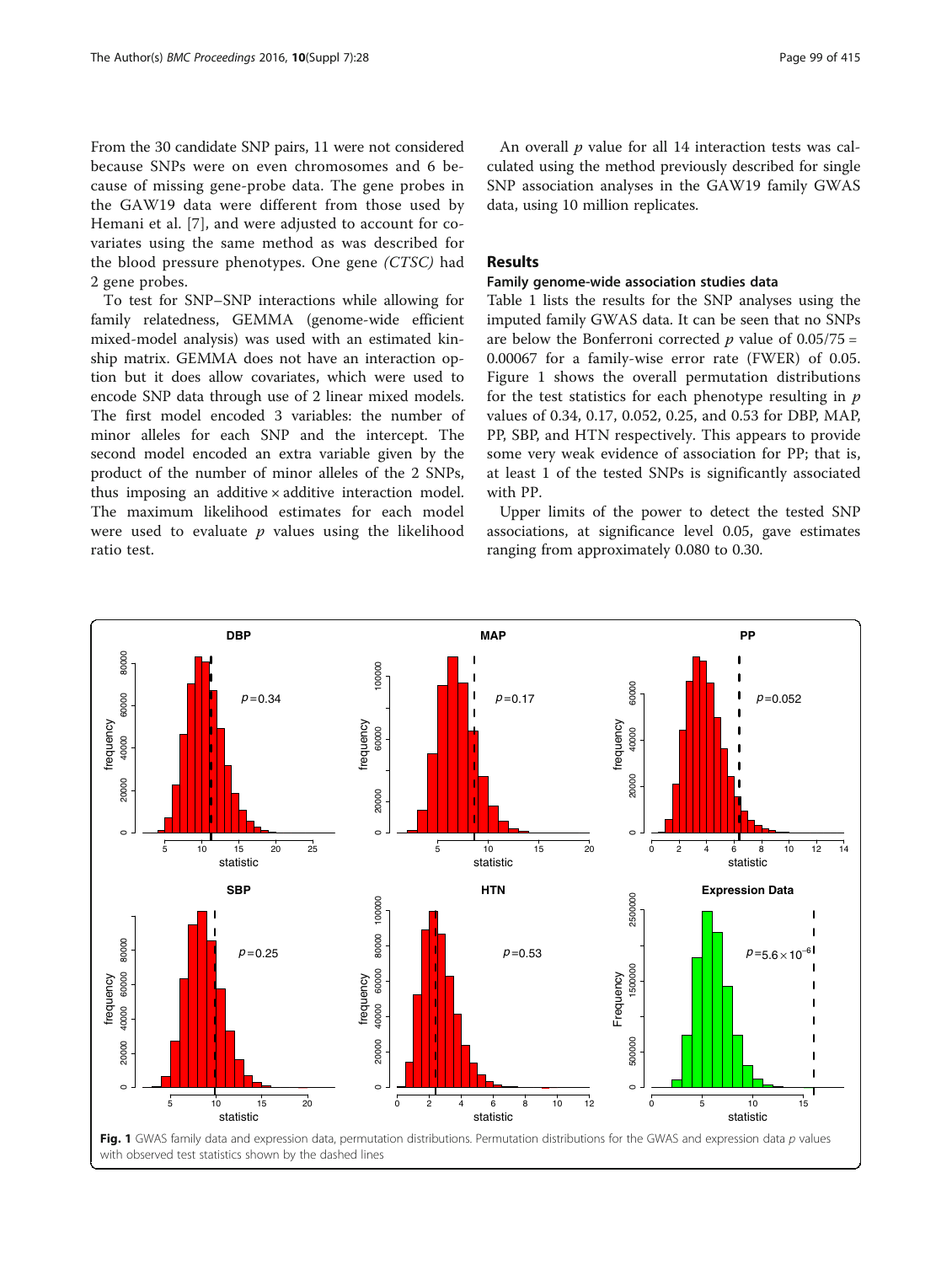From the 30 candidate SNP pairs, 11 were not considered because SNPs were on even chromosomes and 6 because of missing gene-probe data. The gene probes in the GAW19 data were different from those used by Hemani et al. [7], and were adjusted to account for covariates using the same method as was described for the blood pressure phenotypes. One gene *(CTSC)* had 2 gene probes.

To test for SNP–SNP interactions while allowing for family relatedness, GEMMA (genome-wide efficient mixed-model analysis) was used with an estimated kinship matrix. GEMMA does not have an interaction option but it does allow covariates, which were used to encode SNP data through use of 2 linear mixed models. The first model encoded 3 variables: the number of minor alleles for each SNP and the intercept. The second model encoded an extra variable given by the product of the number of minor alleles of the 2 SNPs, thus imposing an additive × additive interaction model. The maximum likelihood estimates for each model were used to evaluate $p$ values using the likelihood ratio test.

An overall $p$ value for all 14 interaction tests was calculated using the method previously described for single SNP association analyses in the GAW19 family GWAS data, using 10 million replicates.

## Results

### Family genome-wide association studies data

Table 1 lists the results for the SNP analyses using the imputed family GWAS data. It can be seen that no SNPs are below the Bonferroni corrected $p$ value of $0.05/75 = 0.00067$ for a family-wise error rate (FWER) of 0.05. Figure 1 shows the overall permutation distributions for the test statistics for each phenotype resulting in $p$ values of 0.34, 0.17, 0.052, 0.25, and 0.53 for DBP, MAP, PP, SBP, and HTN respectively. This appears to provide some very weak evidence of association for PP; that is, at least 1 of the tested SNPs is significantly associated with PP.

Upper limits of the power to detect the tested SNP associations, at significance level 0.05, gave estimates ranging from approximately 0.080 to 0.30.

**Fig. 1** GWAS family data and expression data, permutation distributions. Permutation distributions for the GWAS and expression data $p$ values with observed test statistics shown by the dashed lines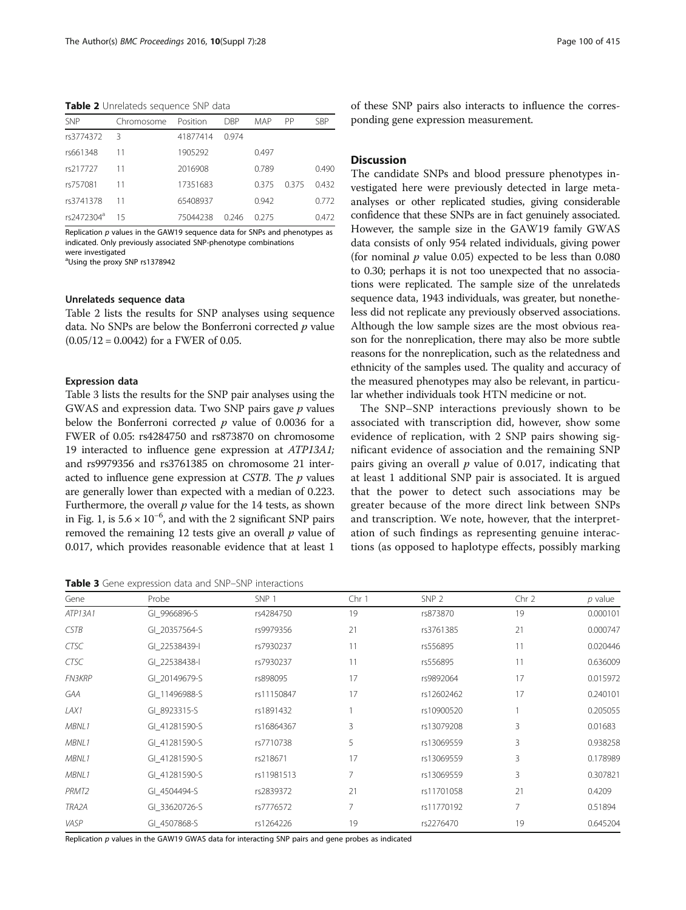**Table 2** Unrelateds sequence SNP data

| SNP | Chromosome | Position | DBP | MAP | PP | SBP |
|---|---|---|---|---|---|---|
| rs3774372 | 3 | 41877414 | 0.974 | | | |
| rs661348 | 11 | 1905292 | | 0.497 | | |
| rs217727 | 11 | 2016908 | | 0.789 | | 0.490 |
| rs757081 | 11 | 17351683 | | 0.375 | 0.375 | 0.432 |
| rs3741378 | 11 | 65408937 | | 0.942 | | 0.772 |
| rs2472304[a] | 15 | 75044238 | 0.246 | 0.275 | | 0.472 |

Replication $p$ values in the GAW19 sequence data for SNPs and phenotypes as indicated. Only previously associated SNP-phenotype combinations were investigated

[a]Using the proxy SNP rs1378942

#### Unrelateds sequence data

Table 2 lists the results for SNP analyses using sequence data. No SNPs are below the Bonferroni corrected $p$ value $(0.05/12 = 0.0042)$ for a FWER of 0.05.

#### Expression data

Table 3 lists the results for the SNP pair analyses using the GWAS and expression data. Two SNP pairs gave $p$ values below the Bonferroni corrected $p$ value of 0.0036 for a FWER of 0.05: rs4284750 and rs873870 on chromosome 19 interacted to influence gene expression at *ATP13A1;* and rs9979356 and rs3761385 on chromosome 21 interacted to influence gene expression at *CSTB*. The $p$ values are generally lower than expected with a median of 0.223. Furthermore, the overall $p$ value for the 14 tests, as shown in Fig. 1, is $5.6 \times 10^{-6}$, and with the 2 significant SNP pairs removed the remaining 12 tests give an overall $p$ value of 0.017, which provides reasonable evidence that at least 1 of these SNP pairs also interacts to influence the corresponding gene expression measurement.

## Discussion

The candidate SNPs and blood pressure phenotypes investigated here were previously detected in large meta-analyses or other replicated studies, giving considerable confidence that these SNPs are in fact genuinely associated. However, the sample size in the GAW19 family GWAS data consists of only 954 related individuals, giving power (for nominal $p$ value 0.05) expected to be less than 0.080 to 0.30; perhaps it is not too unexpected that no associations were replicated. The sample size of the unrelateds sequence data, 1943 individuals, was greater, but nonetheless did not replicate any previously observed associations. Although the low sample sizes are the most obvious reason for the nonreplication, there may also be more subtle reasons for the nonreplication, such as the relatedness and ethnicity of the samples used. The quality and accuracy of the measured phenotypes may also be relevant, in particular whether individuals took HTN medicine or not.

The SNP−SNP interactions previously shown to be associated with transcription did, however, show some evidence of replication, with 2 SNP pairs showing significant evidence of association and the remaining SNP pairs giving an overall $p$ value of 0.017, indicating that at least 1 additional SNP pair is associated. It is argued that the power to detect such associations may be greater because of the more direct link between SNPs and transcription. We note, however, that the interpretation of such findings as representing genuine interactions (as opposed to haplotype effects, possibly marking

**Table 3** Gene expression data and SNP−SNP interactions

| Gene | Probe | SNP 1 | Chr 1 | SNP 2 | Chr 2 | $p$ value |
|---|---|---|---|---|---|---|
| *ATP13A1* | GI_9966896-S | rs4284750 | 19 | rs873870 | 19 | 0.000101 |
| *CSTB* | GI_20357564-S | rs9979356 | 21 | rs3761385 | 21 | 0.000747 |
| *CTSC* | GI_22538439-I | rs7930237 | 11 | rs556895 | 11 | 0.020446 |
| *CTSC* | GI_22538438-I | rs7930237 | 11 | rs556895 | 11 | 0.636009 |
| *FN3KRP* | GI_20149679-S | rs898095 | 17 | rs9892064 | 17 | 0.015972 |
| *GAA* | GI_11496988-S | rs11150847 | 17 | rs12602462 | 17 | 0.240101 |
| *LAX1* | GI_8923315-S | rs1891432 | 1 | rs10900520 | 1 | 0.205055 |
| *MBNL1* | GI_41281590-S | rs16864367 | 3 | rs13079208 | 3 | 0.01683 |
| *MBNL1* | GI_41281590-S | rs7710738 | 5 | rs13069559 | 3 | 0.938258 |
| *MBNL1* | GI_41281590-S | rs218671 | 17 | rs13069559 | 3 | 0.178989 |
| *MBNL1* | GI_41281590-S | rs11981513 | 7 | rs13069559 | 3 | 0.307821 |
| *PRMT2* | GI_4504494-S | rs2839372 | 21 | rs11701058 | 21 | 0.4209 |
| *TRA2A* | GI_33620726-S | rs7776572 | 7 | rs11770192 | 7 | 0.51894 |
| *VASP* | GI_4507868-S | rs1264226 | 19 | rs2276470 | 19 | 0.645204 |

Replication $p$ values in the GAW19 GWAS data for interacting SNP pairs and gene probes as indicated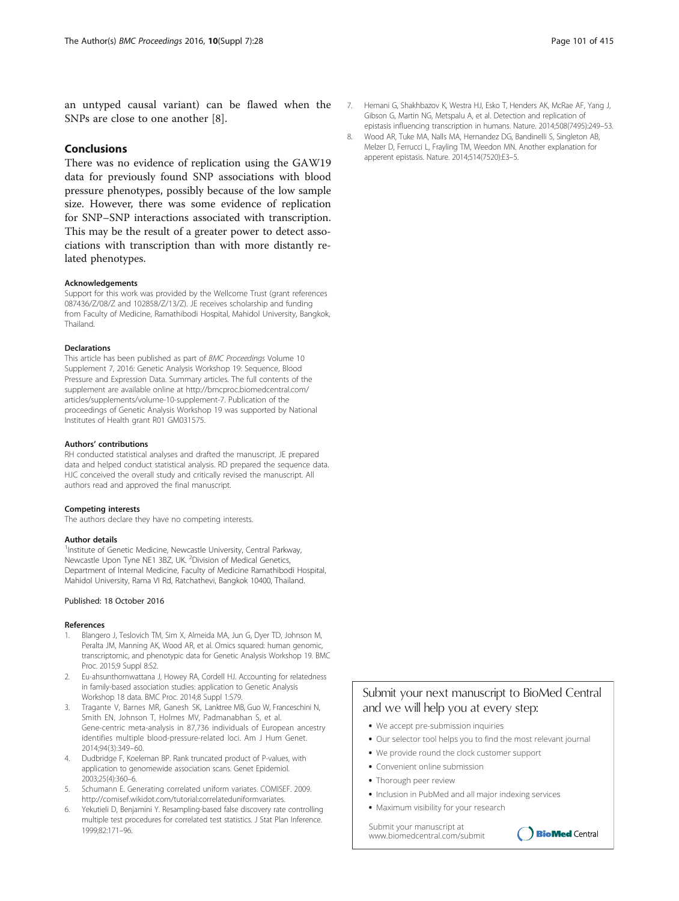an untyped causal variant) can be flawed when the SNPs are close to one another [8].

## Conclusions

There was no evidence of replication using the GAW19 data for previously found SNP associations with blood pressure phenotypes, possibly because of the low sample size. However, there was some evidence of replication for SNP–SNP interactions associated with transcription. This may be the result of a greater power to detect associations with transcription than with more distantly related phenotypes.

#### Acknowledgements

Support for this work was provided by the Wellcome Trust (grant references 087436/Z/08/Z and 102858/Z/13/Z). JE receives scholarship and funding from Faculty of Medicine, Ramathibodi Hospital, Mahidol University, Bangkok, Thailand.

#### Declarations

This article has been published as part of *BMC Proceedings* Volume 10 Supplement 7, 2016: Genetic Analysis Workshop 19: Sequence, Blood Pressure and Expression Data. Summary articles. The full contents of the supplement are available online at http://bmcproc.biomedcentral.com/articles/supplements/volume-10-supplement-7. Publication of the proceedings of Genetic Analysis Workshop 19 was supported by National Institutes of Health grant R01 GM031575.

#### Authors' contributions

RH conducted statistical analyses and drafted the manuscript. JE prepared data and helped conduct statistical analysis. RD prepared the sequence data. HJC conceived the overall study and critically revised the manuscript. All authors read and approved the final manuscript.

#### Competing interests

The authors declare they have no competing interests.

#### Author details

[1]Institute of Genetic Medicine, Newcastle University, Central Parkway, Newcastle Upon Tyne NE1 3BZ, UK. [2]Division of Medical Genetics, Department of Internal Medicine, Faculty of Medicine Ramathibodi Hospital, Mahidol University, Rama VI Rd, Ratchathevi, Bangkok 10400, Thailand.

Published: 18 October 2016

#### References

1. Blangero J, Teslovich TM, Sim X, Almeida MA, Jun G, Dyer TD, Johnson M, Peralta JM, Manning AK, Wood AR, et al. Omics squared: human genomic, transcriptomic, and phenotypic data for Genetic Analysis Workshop 19. BMC Proc. 2015;9 Suppl 8:S2.
2. Eu-ahsunthornwattana J, Howey RA, Cordell HJ. Accounting for relatedness in family-based association studies: application to Genetic Analysis Workshop 18 data. BMC Proc. 2014;8 Suppl 1:S79.
3. Tragante V, Barnes MR, Ganesh SK, Lanktree MB, Guo W, Franceschini N, Smith EN, Johnson T, Holmes MV, Padmanabhan S, et al. Gene-centric meta-analysis in 87,736 individuals of European ancestry identifies multiple blood-pressure-related loci. Am J Hum Genet. 2014;94(3):349–60.
4. Dudbridge F, Koeleman BP. Rank truncated product of P-values, with application to genomewide association scans. Genet Epidemiol. 2003;25(4):360–6.
5. Schumann E. Generating correlated uniform variates. COMISEF. 2009. http://comisef.wikidot.com/tutorial:correlateduniformvariates.
6. Yekutieli D, Benjamini Y. Resampling-based false discovery rate controlling multiple test procedures for correlated test statistics. J Stat Plan Inference. 1999;82:171–96.
7. Hemani G, Shakhbazov K, Westra HJ, Esko T, Henders AK, McRae AF, Yang J, Gibson G, Martin NG, Metspalu A, et al. Detection and replication of epistasis influencing transcription in humans. Nature. 2014;508(7495):249–53.
8. Wood AR, Tuke MA, Nalls MA, Hernandez DG, Bandinelli S, Singleton AB, Melzer D, Ferrucci L, Frayling TM, Weedon MN. Another explanation for apperent epistasis. Nature. 2014;514(7520):E3–5.

Submit your next manuscript to BioMed Central and we will help you at every step:

- We accept pre-submission inquiries
- Our selector tool helps you to find the most relevant journal
- We provide round the clock customer support
- Convenient online submission
- Thorough peer review
- Inclusion in PubMed and all major indexing services
- Maximum visibility for your research

Submit your manuscript at www.biomedcentral.com/submit

BioMed Central